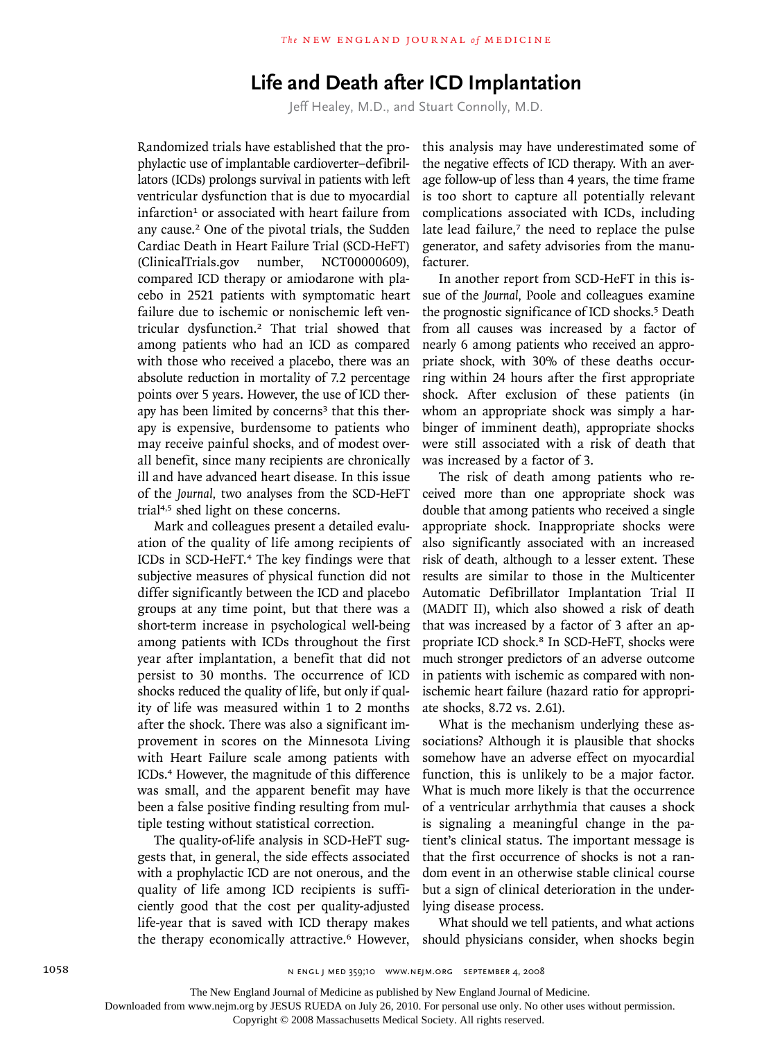# Life and Death after ICD Implantation

Jeff Healey, M.D., and Stuart Connolly, M.D.

Randomized trials have established that the prophylactic use of implantable cardioverter–defibrillators (ICDs) prolongs survival in patients with left ventricular dysfunction that is due to myocardial infarction[1] or associated with heart failure from any cause.[2] One of the pivotal trials, the Sudden Cardiac Death in Heart Failure Trial (SCD-HeFT) (ClinicalTrials.gov number, NCT00000609), compared ICD therapy or amiodarone with placebo in 2521 patients with symptomatic heart failure due to ischemic or nonischemic left ventricular dysfunction.[2] That trial showed that among patients who had an ICD as compared with those who received a placebo, there was an absolute reduction in mortality of 7.2 percentage points over 5 years. However, the use of ICD therapy has been limited by concerns[3] that this therapy is expensive, burdensome to patients who may receive painful shocks, and of modest overall benefit, since many recipients are chronically ill and have advanced heart disease. In this issue of the *Journal,* two analyses from the SCD-HeFT trial[4,5] shed light on these concerns.

Mark and colleagues present a detailed evaluation of the quality of life among recipients of ICDs in SCD-HeFT.[4] The key findings were that subjective measures of physical function did not differ significantly between the ICD and placebo groups at any time point, but that there was a short-term increase in psychological well-being among patients with ICDs throughout the first year after implantation, a benefit that did not persist to 30 months. The occurrence of ICD shocks reduced the quality of life, but only if quality of life was measured within 1 to 2 months after the shock. There was also a significant improvement in scores on the Minnesota Living with Heart Failure scale among patients with ICDs.[4] However, the magnitude of this difference was small, and the apparent benefit may have been a false positive finding resulting from multiple testing without statistical correction.

The quality-of-life analysis in SCD-HeFT suggests that, in general, the side effects associated with a prophylactic ICD are not onerous, and the quality of life among ICD recipients is sufficiently good that the cost per quality-adjusted life-year that is saved with ICD therapy makes the therapy economically attractive.[6] However, this analysis may have underestimated some of the negative effects of ICD therapy. With an average follow-up of less than 4 years, the time frame is too short to capture all potentially relevant complications associated with ICDs, including late lead failure,[7] the need to replace the pulse generator, and safety advisories from the manufacturer.

In another report from SCD-HeFT in this issue of the *Journal,* Poole and colleagues examine the prognostic significance of ICD shocks.[5] Death from all causes was increased by a factor of nearly 6 among patients who received an appropriate shock, with 30% of these deaths occurring within 24 hours after the first appropriate shock. After exclusion of these patients (in whom an appropriate shock was simply a harbinger of imminent death), appropriate shocks were still associated with a risk of death that was increased by a factor of 3.

The risk of death among patients who received more than one appropriate shock was double that among patients who received a single appropriate shock. Inappropriate shocks were also significantly associated with an increased risk of death, although to a lesser extent. These results are similar to those in the Multicenter Automatic Defibrillator Implantation Trial II (MADIT II), which also showed a risk of death that was increased by a factor of 3 after an appropriate ICD shock.[8] In SCD-HeFT, shocks were much stronger predictors of an adverse outcome in patients with ischemic as compared with nonischemic heart failure (hazard ratio for appropriate shocks, 8.72 vs. 2.61).

What is the mechanism underlying these associations? Although it is plausible that shocks somehow have an adverse effect on myocardial function, this is unlikely to be a major factor. What is much more likely is that the occurrence of a ventricular arrhythmia that causes a shock is signaling a meaningful change in the patient's clinical status. The important message is that the first occurrence of shocks is not a random event in an otherwise stable clinical course but a sign of clinical deterioration in the underlying disease process.

What should we tell patients, and what actions should physicians consider, when shocks begin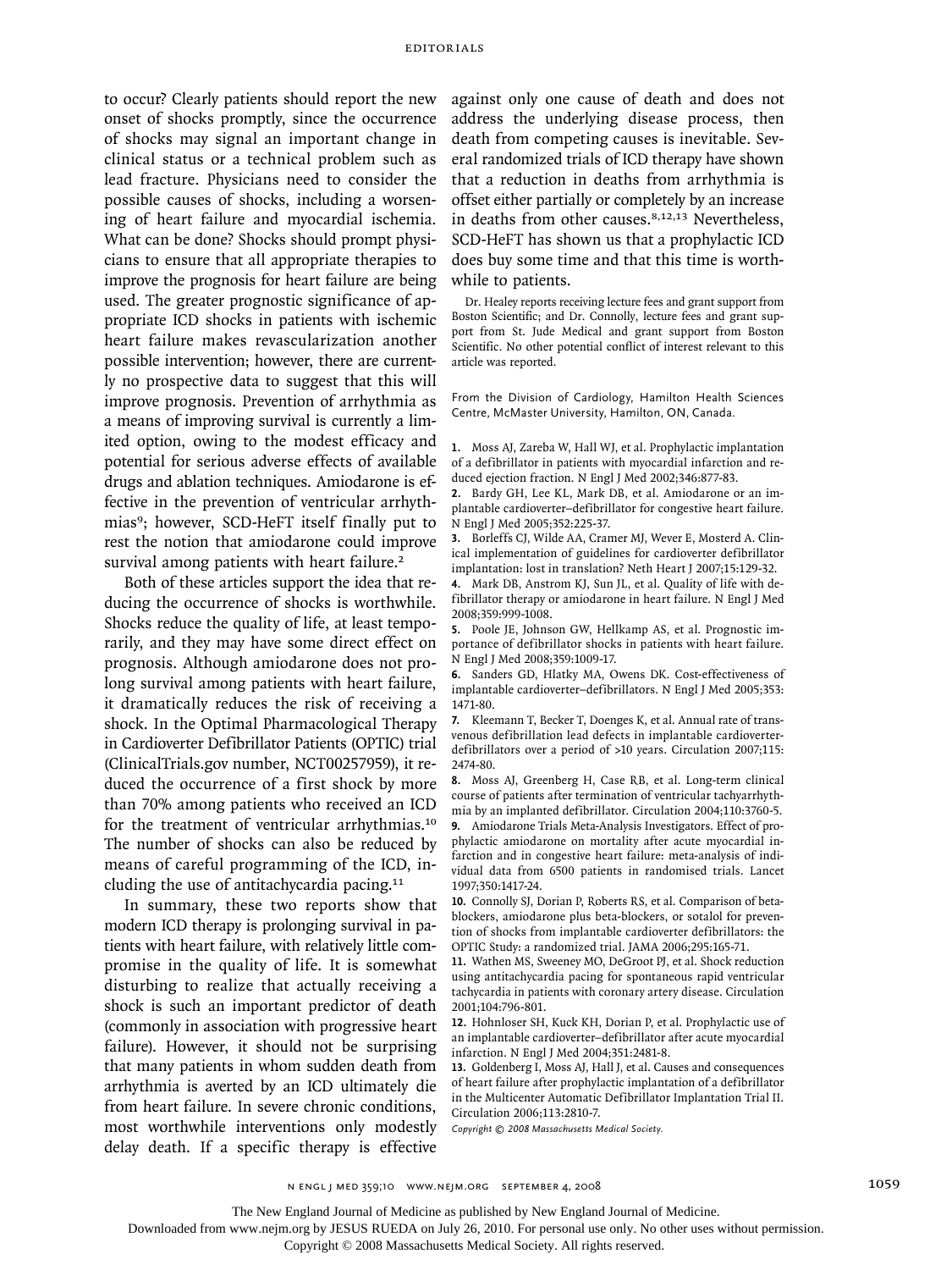to occur? Clearly patients should report the new onset of shocks promptly, since the occurrence of shocks may signal an important change in clinical status or a technical problem such as lead fracture. Physicians need to consider the possible causes of shocks, including a worsening of heart failure and myocardial ischemia. What can be done? Shocks should prompt physicians to ensure that all appropriate therapies to improve the prognosis for heart failure are being used. The greater prognostic significance of appropriate ICD shocks in patients with ischemic heart failure makes revascularization another possible intervention; however, there are currently no prospective data to suggest that this will improve prognosis. Prevention of arrhythmia as a means of improving survival is currently a limited option, owing to the modest efficacy and potential for serious adverse effects of available drugs and ablation techniques. Amiodarone is effective in the prevention of ventricular arrhythmias[9]; however, SCD-HeFT itself finally put to rest the notion that amiodarone could improve survival among patients with heart failure.[2]

Both of these articles support the idea that reducing the occurrence of shocks is worthwhile. Shocks reduce the quality of life, at least temporarily, and they may have some direct effect on prognosis. Although amiodarone does not prolong survival among patients with heart failure, it dramatically reduces the risk of receiving a shock. In the Optimal Pharmacological Therapy in Cardioverter Defibrillator Patients (OPTIC) trial (ClinicalTrials.gov number, NCT00257959), it reduced the occurrence of a first shock by more than 70% among patients who received an ICD for the treatment of ventricular arrhythmias.[10] The number of shocks can also be reduced by means of careful programming of the ICD, including the use of antitachycardia pacing.[11]

In summary, these two reports show that modern ICD therapy is prolonging survival in patients with heart failure, with relatively little compromise in the quality of life. It is somewhat disturbing to realize that actually receiving a shock is such an important predictor of death (commonly in association with progressive heart failure). However, it should not be surprising that many patients in whom sudden death from arrhythmia is averted by an ICD ultimately die from heart failure. In severe chronic conditions, most worthwhile interventions only modestly delay death. If a specific therapy is effective against only one cause of death and does not address the underlying disease process, then death from competing causes is inevitable. Several randomized trials of ICD therapy have shown that a reduction in deaths from arrhythmia is offset either partially or completely by an increase in deaths from other causes.[8,12,13] Nevertheless, SCD-HeFT has shown us that a prophylactic ICD does buy some time and that this time is worthwhile to patients.

Dr. Healey reports receiving lecture fees and grant support from Boston Scientific; and Dr. Connolly, lecture fees and grant support from St. Jude Medical and grant support from Boston Scientific. No other potential conflict of interest relevant to this article was reported.

From the Division of Cardiology, Hamilton Health Sciences Centre, McMaster University, Hamilton, ON, Canada.

1. Moss AJ, Zareba W, Hall WJ, et al. Prophylactic implantation of a defibrillator in patients with myocardial infarction and reduced ejection fraction. N Engl J Med 2002;346:877-83.
2. Bardy GH, Lee KL, Mark DB, et al. Amiodarone or an implantable cardioverter–defibrillator for congestive heart failure. N Engl J Med 2005;352:225-37.
3. Borleffs CJ, Wilde AA, Cramer MJ, Wever E, Mosterd A. Clinical implementation of guidelines for cardioverter defibrillator implantation: lost in translation? Neth Heart J 2007;15:129-32.
4. Mark DB, Anstrom KJ, Sun JL, et al. Quality of life with defibrillator therapy or amiodarone in heart failure. N Engl J Med 2008;359:999-1008.
5. Poole JE, Johnson GW, Hellkamp AS, et al. Prognostic importance of defibrillator shocks in patients with heart failure. N Engl J Med 2008;359:1009-17.
6. Sanders GD, Hlatky MA, Owens DK. Cost-effectiveness of implantable cardioverter–defibrillators. N Engl J Med 2005;353:1471-80.
7. Kleemann T, Becker T, Doenges K, et al. Annual rate of transvenous defibrillation lead defects in implantable cardioverter-defibrillators over a period of >10 years. Circulation 2007;115:2474-80.
8. Moss AJ, Greenberg H, Case RB, et al. Long-term clinical course of patients after termination of ventricular tachyarrhythmia by an implanted defibrillator. Circulation 2004;110:3760-5.
9. Amiodarone Trials Meta-Analysis Investigators. Effect of prophylactic amiodarone on mortality after acute myocardial infarction and in congestive heart failure: meta-analysis of individual data from 6500 patients in randomised trials. Lancet 1997;350:1417-24.
10. Connolly SJ, Dorian P, Roberts RS, et al. Comparison of beta-blockers, amiodarone plus beta-blockers, or sotalol for prevention of shocks from implantable cardioverter defibrillators: the OPTIC Study: a randomized trial. JAMA 2006;295:165-71.
11. Wathen MS, Sweeney MO, DeGroot PJ, et al. Shock reduction using antitachycardia pacing for spontaneous rapid ventricular tachycardia in patients with coronary artery disease. Circulation 2001;104:796-801.
12. Hohnloser SH, Kuck KH, Dorian P, et al. Prophylactic use of an implantable cardioverter–defibrillator after acute myocardial infarction. N Engl J Med 2004;351:2481-8.
13. Goldenberg I, Moss AJ, Hall J, et al. Causes and consequences of heart failure after prophylactic implantation of a defibrillator in the Multicenter Automatic Defibrillator Implantation Trial II. Circulation 2006;113:2810-7.

*Copyright © 2008 Massachusetts Medical Society.*